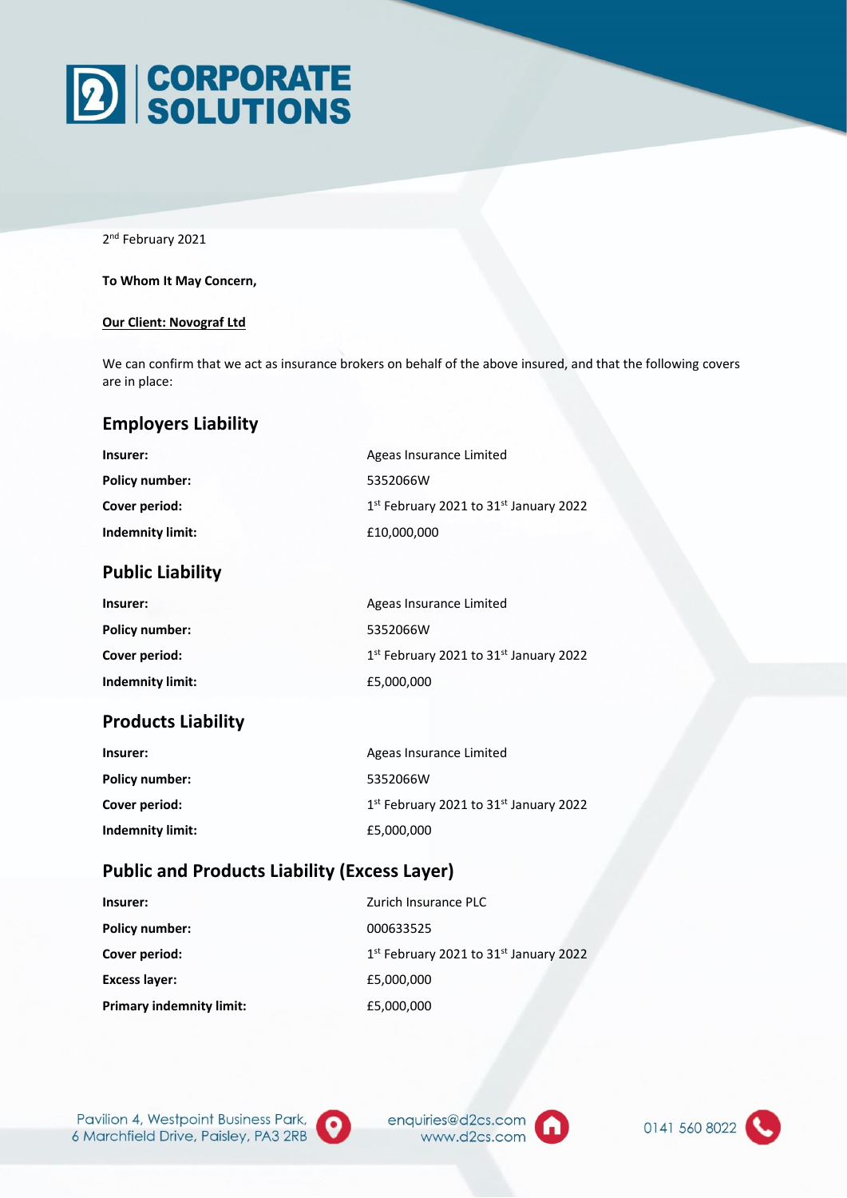# CORPORATE SOLUTIONS

2nd February 2021

**To Whom It May Concern,**

**Our Client: Novograf Ltd**

We can confirm that we act as insurance brokers on behalf of the above insured, and that the following covers are in place:

## Employers Liability

| | |
|---|---|
| **Insurer:** | Ageas Insurance Limited |
| **Policy number:** | 5352066W |
| **Cover period:** | 1st February 2021 to 31st January 2022 |
| **Indemnity limit:** | £10,000,000 |

## Public Liability

| | |
|---|---|
| **Insurer:** | Ageas Insurance Limited |
| **Policy number:** | 5352066W |
| **Cover period:** | 1st February 2021 to 31st January 2022 |
| **Indemnity limit:** | £5,000,000 |

## Products Liability

| | |
|---|---|
| **Insurer:** | Ageas Insurance Limited |
| **Policy number:** | 5352066W |
| **Cover period:** | 1st February 2021 to 31st January 2022 |
| **Indemnity limit:** | £5,000,000 |

## Public and Products Liability (Excess Layer)

| | |
|---|---|
| **Insurer:** | Zurich Insurance PLC |
| **Policy number:** | 000633525 |
| **Cover period:** | 1st February 2021 to 31st January 2022 |
| **Excess layer:** | £5,000,000 |
| **Primary indemnity limit:** | £5,000,000 |

Pavilion 4, Westpoint Business Park, 6 Marchfield Drive, Paisley, PA3 2RB

enquiries@d2cs.com www.d2cs.com

0141 560 8022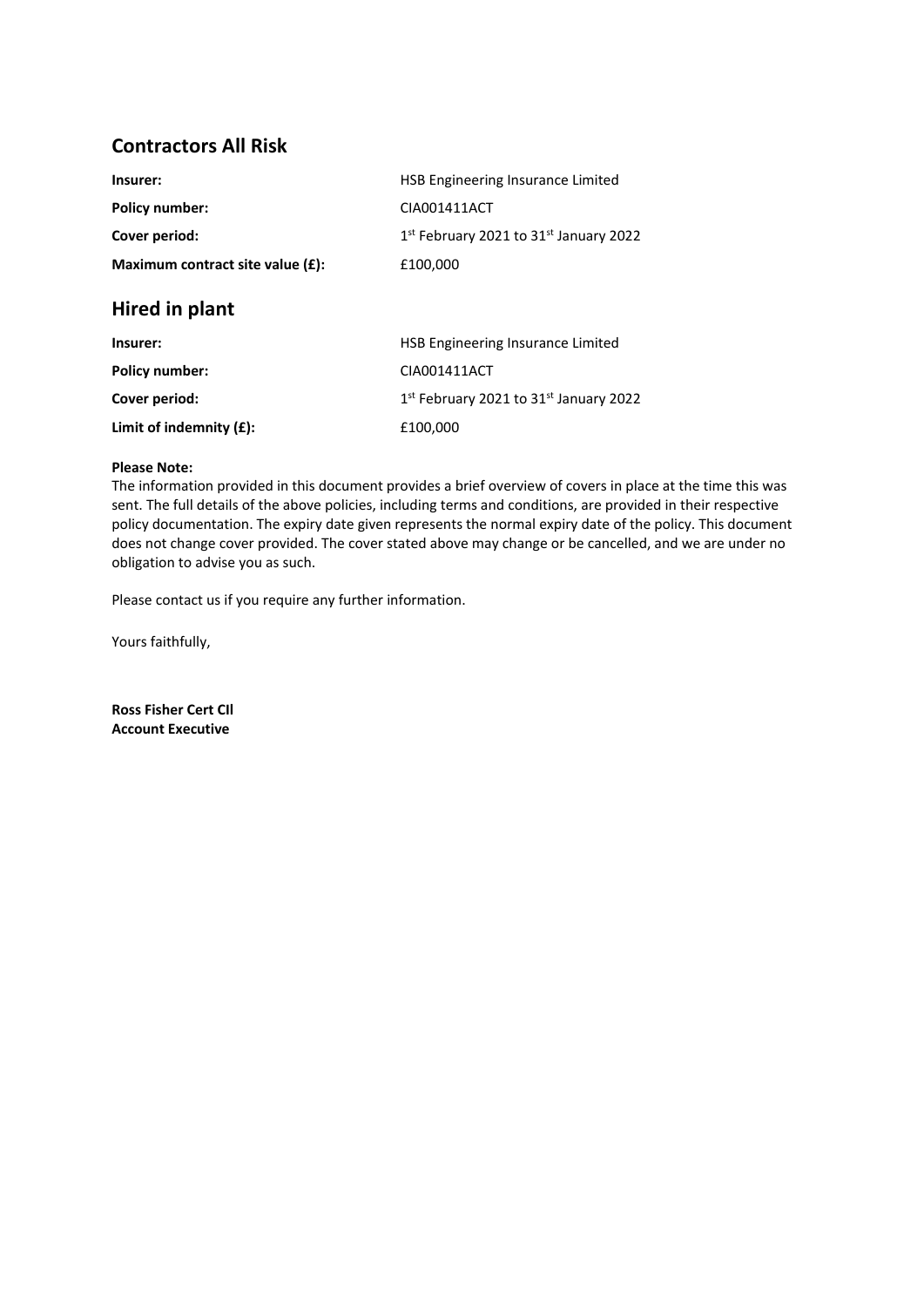## Contractors All Risk

| | |
|---|---|
| **Insurer:** | HSB Engineering Insurance Limited |
| **Policy number:** | CIA001411ACT |
| **Cover period:** | 1st February 2021 to 31st January 2022 |
| **Maximum contract site value (£):** | £100,000 |

## Hired in plant

| | |
|---|---|
| **Insurer:** | HSB Engineering Insurance Limited |
| **Policy number:** | CIA001411ACT |
| **Cover period:** | 1st February 2021 to 31st January 2022 |
| **Limit of indemnity (£):** | £100,000 |

**Please Note:**
The information provided in this document provides a brief overview of covers in place at the time this was sent. The full details of the above policies, including terms and conditions, are provided in their respective policy documentation. The expiry date given represents the normal expiry date of the policy. This document does not change cover provided. The cover stated above may change or be cancelled, and we are under no obligation to advise you as such.

Please contact us if you require any further information.

Yours faithfully,

**Ross Fisher Cert CII**
**Account Executive**